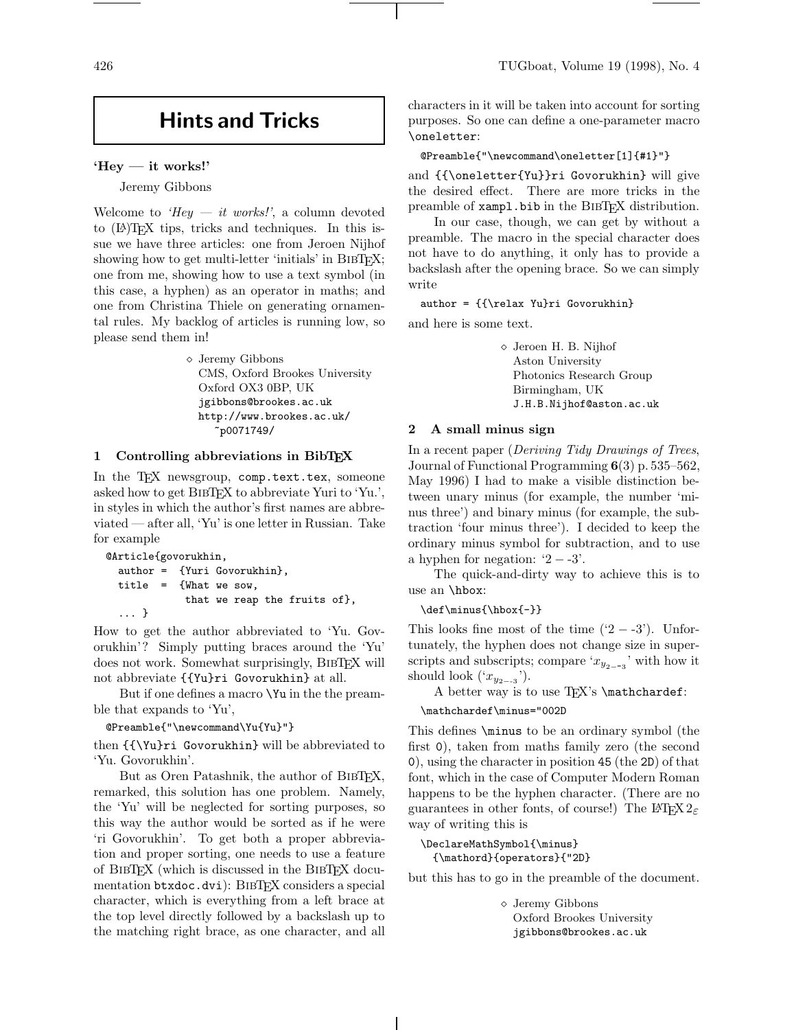# Hints and Tricks

## 'Hey — it works!'

Jeremy Gibbons

Welcome to *'Hey — it works!'*, a column devoted to (LA)TEX tips, tricks and techniques. In this issue we have three articles: one from Jeroen Nijhof showing how to get multi-letter 'initials' in BIBTEX; one from me, showing how to use a text symbol (in this case, a hyphen) as an operator in maths; and one from Christina Thiele on generating ornamental rules. My backlog of articles is running low, so please send them in!

◇ Jeremy Gibbons
CMS, Oxford Brookes University
Oxford OX3 0BP, UK
jgibbons@brookes.ac.uk
http://www.brookes.ac.uk/~p0071749/

### 1 Controlling abbreviations in BibTEX

In the TEX newsgroup, `comp.text.tex`, someone asked how to get BIBTEX to abbreviate Yuri to 'Yu.', in styles in which the author's first names are abbreviated — after all, 'Yu' is one letter in Russian. Take for example

```
@Article{govorukhin,
  author =  {Yuri Govorukhin},
  title  =  {What we sow,
             that we reap the fruits of},
  ... }
```

How to get the author abbreviated to 'Yu. Govorukhin'? Simply putting braces around the 'Yu' does not work. Somewhat surprisingly, BIBTEX will not abbreviate `{{Yu}ri Govorukhin}` at all.

But if one defines a macro `\Yu` in the the preamble that expands to 'Yu',

```
@Preamble{"\newcommand\Yu{Yu}"}
```

then `{{\Yu}ri Govorukhin}` will be abbreviated to 'Yu. Govorukhin'.

But as Oren Patashnik, the author of BIBTEX, remarked, this solution has one problem. Namely, the 'Yu' will be neglected for sorting purposes, so this way the author would be sorted as if he were 'ri Govorukhin'. To get both a proper abbreviation and proper sorting, one needs to use a feature of BIBTEX (which is discussed in the BIBTEX documentation `btxdoc.dvi`): BIBTEX considers a special character, which is everything from a left brace at the top level directly followed by a backslash up to the matching right brace, as one character, and all characters in it will be taken into account for sorting purposes. So one can define a one-parameter macro `\oneletter`:

```
@Preamble{"\newcommand\oneletter[1]{#1}"}
```

and `{{\oneletter{Yu}}ri Govorukhin}` will give the desired effect. There are more tricks in the preamble of `xampl.bib` in the BIBTEX distribution.

In our case, though, we can get by without a preamble. The macro in the special character does not have to do anything, it only has to provide a backslash after the opening brace. So we can simply write

```
author = {{\relax Yu}ri Govorukhin}
```

and here is some text.

◇ Jeroen H. B. Nijhof
Aston University
Photonics Research Group
Birmingham, UK
J.H.B.Nijhof@aston.ac.uk

### 2 A small minus sign

In a recent paper (*Deriving Tidy Drawings of Trees*, Journal of Functional Programming **6**(3) p. 535–562, May 1996) I had to make a visible distinction between unary minus (for example, the number 'minus three') and binary minus (for example, the subtraction 'four minus three'). I decided to keep the ordinary minus symbol for subtraction, and to use a hyphen for negation: '$2 - $-$3$'.

The quick-and-dirty way to achieve this is to use an `\hbox`:

```
\def\minus{\hbox{-}}
```

This looks fine most of the time ('$2 - $-$3$'). Unfortunately, the hyphen does not change size in superscripts and subscripts; compare '$x_{y_{2-\text{-}3}}$' with how it should look ('$x_{y_{2-\text{-}3}}$').

A better way is to use TEX's `\mathchardef`:

```
\mathchardef\minus="002D
```

This defines `\minus` to be an ordinary symbol (the first `0`), taken from maths family zero (the second `0`), using the character in position 45 (the `2D`) of that font, which in the case of Computer Modern Roman happens to be the hyphen character. (There are no guarantees in other fonts, of course!) The LATEX 2ε way of writing this is

```
\DeclareMathSymbol{\minus}
  {\mathord}{operators}{"2D}
```

but this has to go in the preamble of the document.

◇ Jeremy Gibbons
Oxford Brookes University
jgibbons@brookes.ac.uk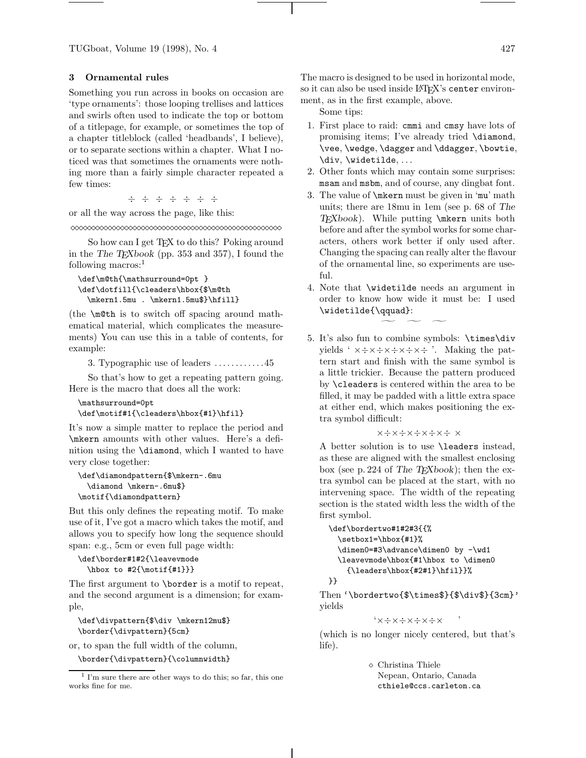### 3 Ornamental rules

Something you run across in books on occasion are 'type ornaments': those looping trellises and lattices and swirls often used to indicate the top or bottom of a titlepage, for example, or sometimes the top of a chapter titleblock (called 'headbands', I believe), or to separate sections within a chapter. What I noticed was that sometimes the ornaments were nothing more than a fairly simple character repeated a few times:

÷ ÷ ÷ ÷ ÷ ÷ ÷

or all the way across the page, like this:

⋄⋄⋄⋄⋄⋄⋄⋄⋄⋄⋄⋄⋄⋄⋄⋄⋄⋄⋄⋄⋄⋄⋄⋄⋄⋄⋄⋄⋄⋄⋄⋄⋄⋄⋄⋄⋄⋄⋄⋄⋄⋄⋄⋄⋄⋄⋄⋄⋄⋄

So how can I get TEX to do this? Poking around in the *The TEXbook* (pp. 353 and 357), I found the following macros:[1]

```
\def\m@th{\mathsurround=0pt }
\def\dotfill{\cleaders\hbox{$\m@th
  \mkern1.5mu . \mkern1.5mu$}\hfill}
```

(the `\m@th` is to switch off spacing around mathematical material, which complicates the measurements) You can use this in a table of contents, for example:

3. Typographic use of leaders . . . . . . . . . . . . 45

So that's how to get a repeating pattern going. Here is the macro that does all the work:

```
\mathsurround=0pt
\def\motif#1{\cleaders\hbox{#1}\hfil}
```

It's now a simple matter to replace the period and `\mkern` amounts with other values. Here's a definition using the `\diamond`, which I wanted to have very close together:

```
\def\diamondpattern{$\mkern-.6mu
  \diamond \mkern-.6mu$}
\motif{\diamondpattern}
```

But this only defines the repeating motif. To make use of it, I've got a macro which takes the motif, and allows you to specify how long the sequence should span: e.g., 5cm or even full page width:

```
\def\border#1#2{\leavevmode
  \hbox to #2{\motif{#1}}}
```

The first argument to `\border` is a motif to repeat, and the second argument is a dimension; for example,

```
\def\divpattern{$\div \mkern12mu$}
\border{\divpattern}{5cm}
```

or, to span the full width of the column,

```
\border{\divpattern}{\columnwidth}
```

The macro is designed to be used in horizontal mode, so it can also be used inside LATEX's `center` environment, as in the first example, above.

Some tips:

1. First place to raid: `cmmi` and `cmsy` have lots of promising items; I've already tried `\diamond`, `\vee`, `\wedge`, `\dagger` and `\ddagger`, `\bowtie`, `\div`, `\widetilde`, . . .
2. Other fonts which may contain some surprises: `msam` and `msbm`, and of course, any dingbat font.
3. The value of `\mkern` must be given in 'mu' math units; there are 18mu in 1em (see p. 68 of *The TEXbook*). While putting `\mkern` units both before and after the symbol works for some characters, others work better if only used after. Changing the spacing can really alter the flavour of the ornamental line, so experiments are useful.
4. Note that `\widetilde` needs an argument in order to know how wide it must be: I used `\widetilde{\qquad}`:

   $\widetilde{\qquad}$ $\widetilde{\qquad}$ $\widetilde{\qquad}$

5. It's also fun to combine symbols: `\times\div` yields ' ×÷×÷×÷×÷×÷ '. Making the pattern start and finish with the same symbol is a little trickier. Because the pattern produced by `\cleaders` is centered within the area to be filled, it may be padded with a little extra space at either end, which makes positioning the extra symbol difficult:

   ×÷×÷×÷×÷×÷ ×

   A better solution is to use `\leaders` instead, as these are aligned with the smallest enclosing box (see p. 224 of *The TEXbook*); then the extra symbol can be placed at the start, with no intervening space. The width of the repeating section is the stated width less the width of the first symbol.

   ```
   \def\bordertwo#1#2#3{{%
     \setbox1=\hbox{#1}%
     \dimen0=#3\advance\dimen0 by -\wd1
     \leavevmode\hbox{#1\hbox to \dimen0
       {\leaders\hbox{#2#1}\hfil}}%
   }}
   ```

   Then '`\bordertwo{$\times$}{$\div$}{3cm}`' yields

   '×÷×÷×÷×÷×     '

   (which is no longer nicely centered, but that's life).

⋄ Christina Thiele
Nepean, Ontario, Canada
cthiele@ccs.carleton.ca

[1] I'm sure there are other ways to do this; so far, this one works fine for me.